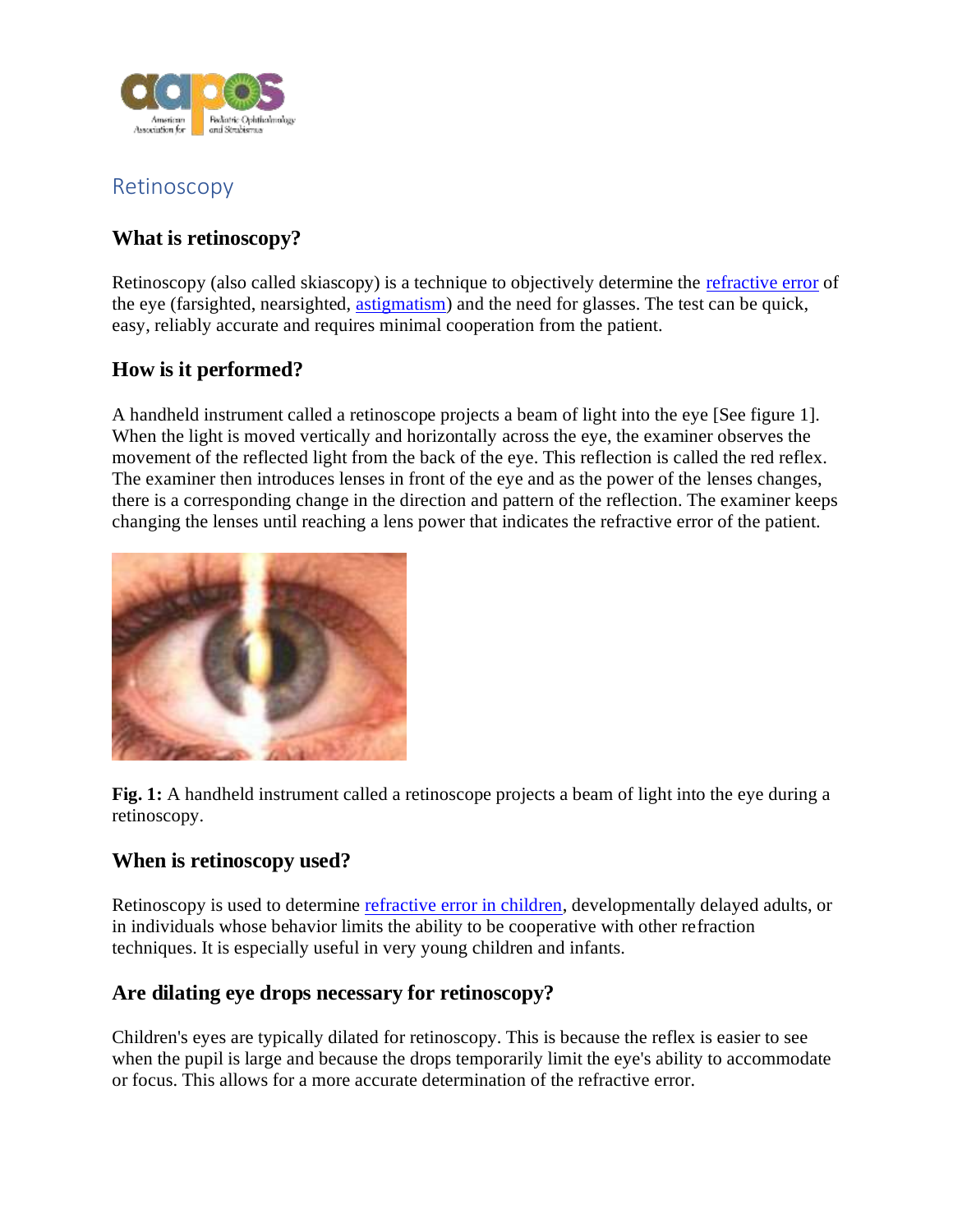# Retinoscopy

## What is retinoscopy?

Retinoscopy (also called skiascopy) is a technique to objectively determine the refractive error of the eye (farsighted, nearsighted, astigmatism) and the need for glasses. The test can be quick, easy, reliably accurate and requires minimal cooperation from the patient.

## How is it performed?

A handheld instrument called a retinoscope projects a beam of light into the eye [See figure 1]. When the light is moved vertically and horizontally across the eye, the examiner observes the movement of the reflected light from the back of the eye. This reflection is called the red reflex. The examiner then introduces lenses in front of the eye and as the power of the lenses changes, there is a corresponding change in the direction and pattern of the reflection. The examiner keeps changing the lenses until reaching a lens power that indicates the refractive error of the patient.

**Fig. 1:** A handheld instrument called a retinoscope projects a beam of light into the eye during a retinoscopy.

## When is retinoscopy used?

Retinoscopy is used to determine refractive error in children, developmentally delayed adults, or in individuals whose behavior limits the ability to be cooperative with other refraction techniques. It is especially useful in very young children and infants.

## Are dilating eye drops necessary for retinoscopy?

Children's eyes are typically dilated for retinoscopy. This is because the reflex is easier to see when the pupil is large and because the drops temporarily limit the eye's ability to accommodate or focus. This allows for a more accurate determination of the refractive error.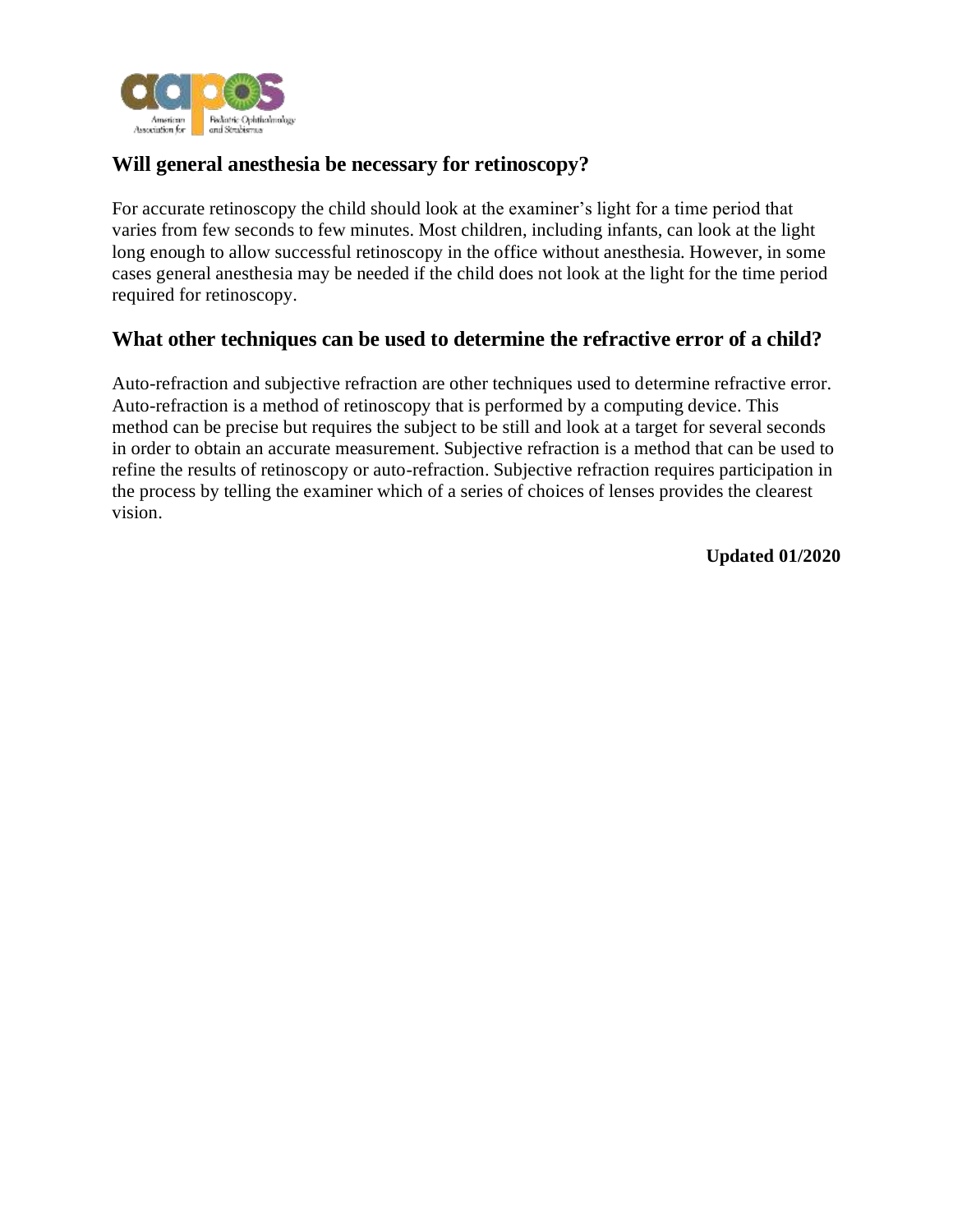## Will general anesthesia be necessary for retinoscopy?

For accurate retinoscopy the child should look at the examiner's light for a time period that varies from few seconds to few minutes. Most children, including infants, can look at the light long enough to allow successful retinoscopy in the office without anesthesia. However, in some cases general anesthesia may be needed if the child does not look at the light for the time period required for retinoscopy.

## What other techniques can be used to determine the refractive error of a child?

Auto-refraction and subjective refraction are other techniques used to determine refractive error. Auto-refraction is a method of retinoscopy that is performed by a computing device. This method can be precise but requires the subject to be still and look at a target for several seconds in order to obtain an accurate measurement. Subjective refraction is a method that can be used to refine the results of retinoscopy or auto-refraction. Subjective refraction requires participation in the process by telling the examiner which of a series of choices of lenses provides the clearest vision.

**Updated 01/2020**